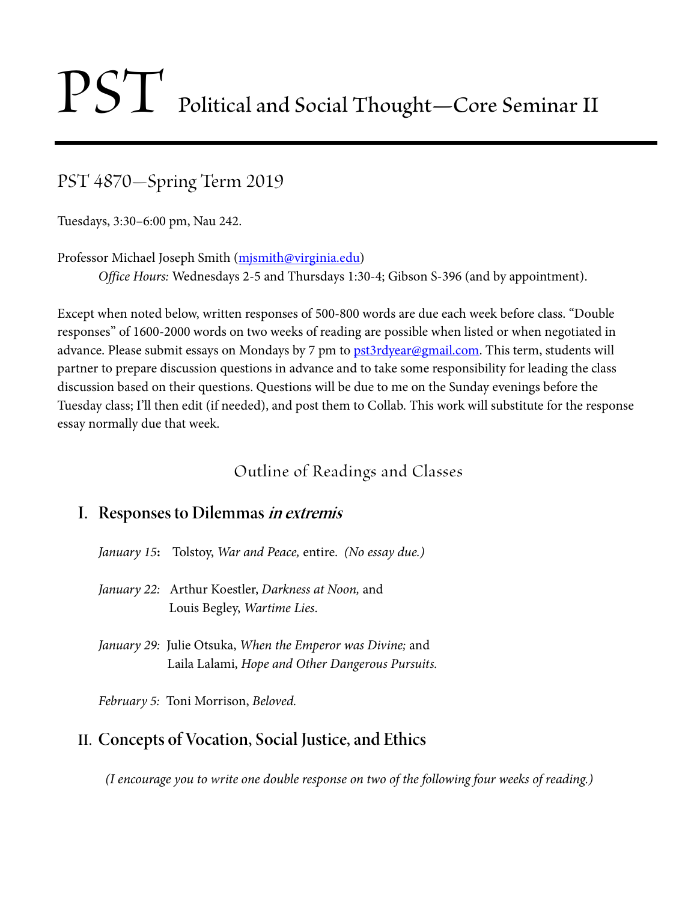# PST Political and Social Thought—Core Seminar II

## PST 4870—Spring Term 2019

Tuesdays, 3:30–6:00 pm, Nau 242.

Professor Michael Joseph Smith (mjsmith@virginia.edu)

*Office Hours:* Wednesdays 2-5 and Thursdays 1:30-4; Gibson S-396 (and by appointment).

Except when noted below, written responses of 500-800 words are due each week before class. "Double responses" of 1600-2000 words on two weeks of reading are possible when listed or when negotiated in advance. Please submit essays on Mondays by 7 pm to pst3rdyear@gmail.com. This term, students will partner to prepare discussion questions in advance and to take some responsibility for leading the class discussion based on their questions. Questions will be due to me on the Sunday evenings before the Tuesday class; I'll then edit (if needed), and post them to Collab. This work will substitute for the response essay normally due that week.

### Outline of Readings and Classes

## I. Responses to Dilemmas *in extremis*

*January 15*: Tolstoy, *War and Peace,* entire. *(No essay due.)*

*January 22:* Arthur Koestler, *Darkness at Noon,* and
Louis Begley, *Wartime Lies*.

*January 29:* Julie Otsuka, *When the Emperor was Divine;* and
Laila Lalami, *Hope and Other Dangerous Pursuits.*

*February 5:* Toni Morrison, *Beloved.*

## II. Concepts of Vocation, Social Justice, and Ethics

*(I encourage you to write one double response on two of the following four weeks of reading.)*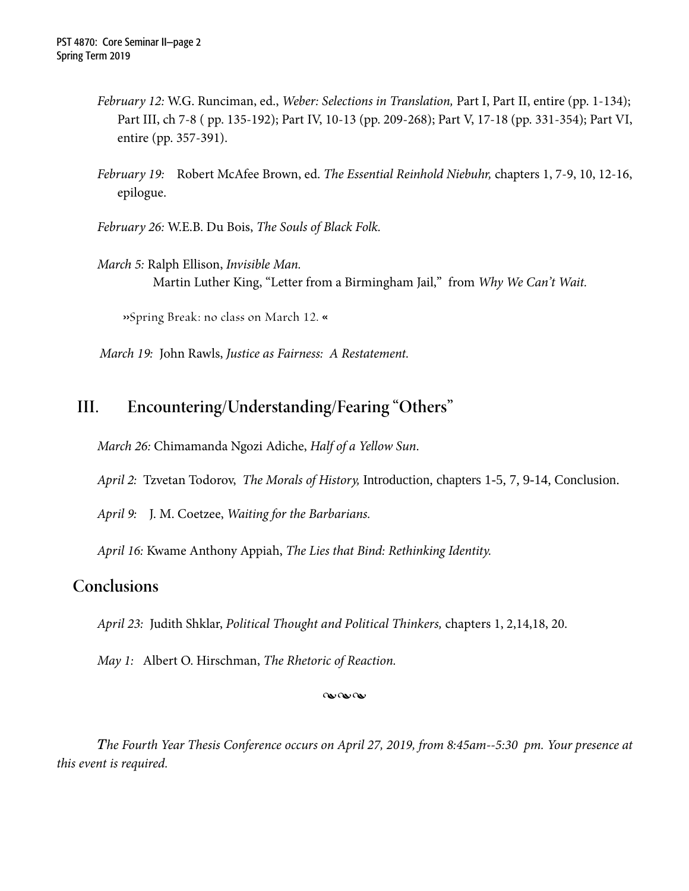*February 12:* W.G. Runciman, ed., *Weber: Selections in Translation,* Part I, Part II, entire (pp. 1-134); Part III, ch 7-8 ( pp. 135-192); Part IV, 10-13 (pp. 209-268); Part V, 17-18 (pp. 331-354); Part VI, entire (pp. 357-391).

*February 19:* Robert McAfee Brown, ed. *The Essential Reinhold Niebuhr,* chapters 1, 7-9, 10, 12-16, epilogue.

*February 26:* W.E.B. Du Bois, *The Souls of Black Folk.*

*March 5:* Ralph Ellison, *Invisible Man.*
Martin Luther King, "Letter from a Birmingham Jail," from *Why We Can't Wait.*

»Spring Break: no class on March 12. «

*March 19:* John Rawls, *Justice as Fairness: A Restatement.*

## III. Encountering/Understanding/Fearing "Others"

*March 26:* Chimamanda Ngozi Adiche, *Half of a Yellow Sun*.

*April 2:* Tzvetan Todorov, *The Morals of History,* Introduction, chapters 1-5, 7, 9-14, Conclusion.

*April 9:* J. M. Coetzee, *Waiting for the Barbarians.*

*April 16:* Kwame Anthony Appiah, *The Lies that Bind: Rethinking Identity.*

## Conclusions

*April 23:* Judith Shklar, *Political Thought and Political Thinkers,* chapters 1, 2,14,18, 20.

*May 1:* Albert O. Hirschman, *The Rhetoric of Reaction.*

*The Fourth Year Thesis Conference occurs on April 27, 2019, from 8:45am--5:30 pm. Your presence at this event is required.*